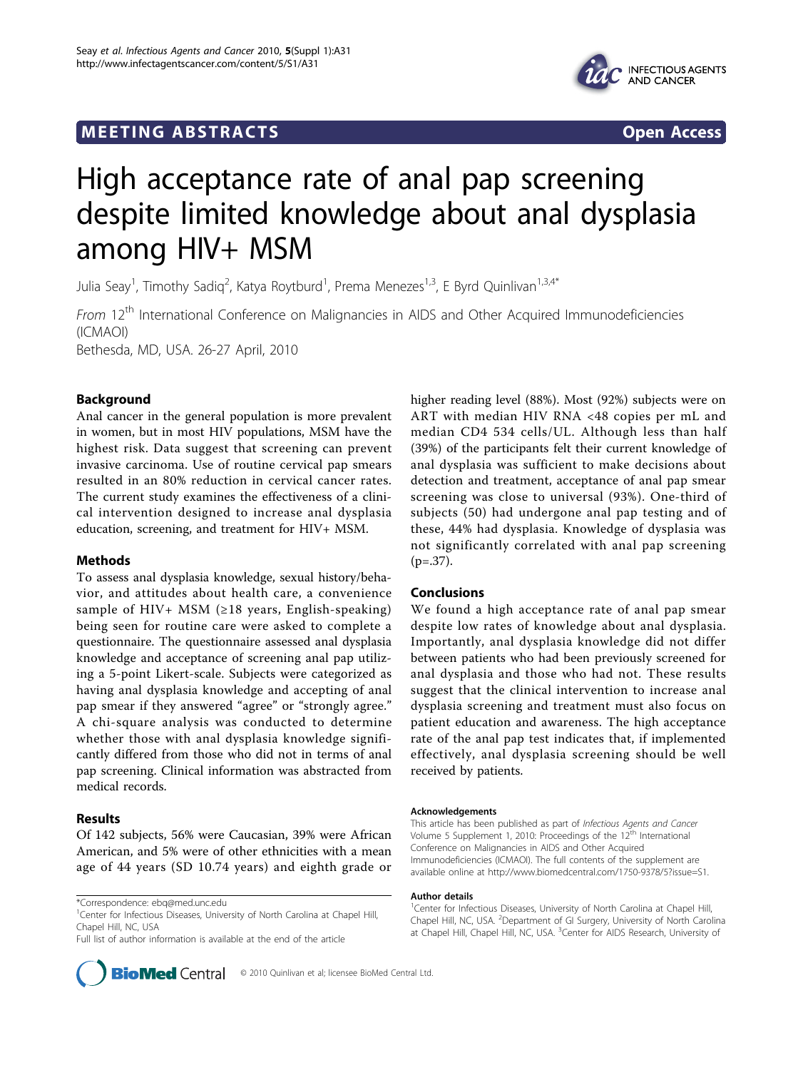MEETING ABSTRACTS Open Access

# High acceptance rate of anal pap screening despite limited knowledge about anal dysplasia among HIV+ MSM

Julia Seay[1], Timothy Sadiq[2], Katya Roytburd[1], Prema Menezes[1,3], E Byrd Quinlivan[1,3,4*]

*From* 12[th] International Conference on Malignancies in AIDS and Other Acquired Immunodeficiencies (ICMAOI)
Bethesda, MD, USA. 26-27 April, 2010

## Background

Anal cancer in the general population is more prevalent in women, but in most HIV populations, MSM have the highest risk. Data suggest that screening can prevent invasive carcinoma. Use of routine cervical pap smears resulted in an 80% reduction in cervical cancer rates. The current study examines the effectiveness of a clinical intervention designed to increase anal dysplasia education, screening, and treatment for HIV+ MSM.

## Methods

To assess anal dysplasia knowledge, sexual history/behavior, and attitudes about health care, a convenience sample of HIV+ MSM (≥18 years, English-speaking) being seen for routine care were asked to complete a questionnaire. The questionnaire assessed anal dysplasia knowledge and acceptance of screening anal pap utilizing a 5-point Likert-scale. Subjects were categorized as having anal dysplasia knowledge and accepting of anal pap smear if they answered "agree" or "strongly agree." A chi-square analysis was conducted to determine whether those with anal dysplasia knowledge significantly differed from those who did not in terms of anal pap screening. Clinical information was abstracted from medical records.

## Results

Of 142 subjects, 56% were Caucasian, 39% were African American, and 5% were of other ethnicities with a mean age of 44 years (SD 10.74 years) and eighth grade or higher reading level (88%). Most (92%) subjects were on ART with median HIV RNA <48 copies per mL and median CD4 534 cells/UL. Although less than half (39%) of the participants felt their current knowledge of anal dysplasia was sufficient to make decisions about detection and treatment, acceptance of anal pap smear screening was close to universal (93%). One-third of subjects (50) had undergone anal pap testing and of these, 44% had dysplasia. Knowledge of dysplasia was not significantly correlated with anal pap screening ($p=.37$).

## Conclusions

We found a high acceptance rate of anal pap smear despite low rates of knowledge about anal dysplasia. Importantly, anal dysplasia knowledge did not differ between patients who had been previously screened for anal dysplasia and those who had not. These results suggest that the clinical intervention to increase anal dysplasia screening and treatment must also focus on patient education and awareness. The high acceptance rate of the anal pap test indicates that, if implemented effectively, anal dysplasia screening should be well received by patients.

#### Acknowledgements

This article has been published as part of *Infectious Agents and Cancer* Volume 5 Supplement 1, 2010: Proceedings of the 12[th] International Conference on Malignancies in AIDS and Other Acquired Immunodeficiencies (ICMAOI). The full contents of the supplement are available online at http://www.biomedcentral.com/1750-9378/5?issue=S1.

#### Author details

[1]Center for Infectious Diseases, University of North Carolina at Chapel Hill, Chapel Hill, NC, USA. [2]Department of GI Surgery, University of North Carolina at Chapel Hill, Chapel Hill, NC, USA. [3]Center for AIDS Research, University of

\*Correspondence: ebq@med.unc.edu
[1]Center for Infectious Diseases, University of North Carolina at Chapel Hill, Chapel Hill, NC, USA
Full list of author information is available at the end of the article

© 2010 Quinlivan et al; licensee BioMed Central Ltd.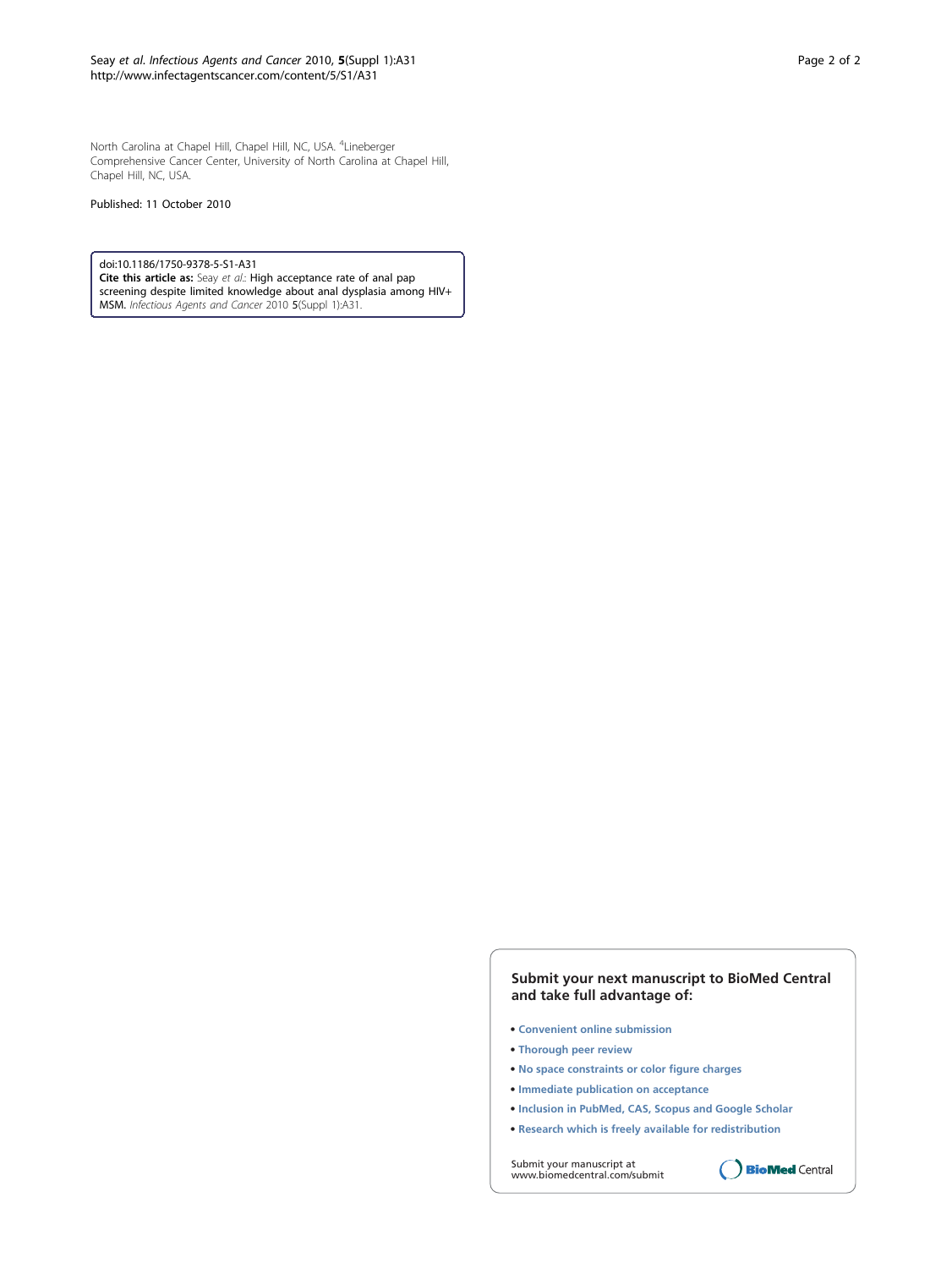North Carolina at Chapel Hill, Chapel Hill, NC, USA. [4]Lineberger Comprehensive Cancer Center, University of North Carolina at Chapel Hill, Chapel Hill, NC, USA.

Published: 11 October 2010

doi:10.1186/1750-9378-5-S1-A31
**Cite this article as:** Seay *et al.*: High acceptance rate of anal pap screening despite limited knowledge about anal dysplasia among HIV+ MSM. *Infectious Agents and Cancer* 2010 **5**(Suppl 1):A31.

**Submit your next manuscript to BioMed Central and take full advantage of:**

- **Convenient online submission**
- **Thorough peer review**
- **No space constraints or color figure charges**
- **Immediate publication on acceptance**
- **Inclusion in PubMed, CAS, Scopus and Google Scholar**
- **Research which is freely available for redistribution**

Submit your manuscript at
www.biomedcentral.com/submit

BioMed Central